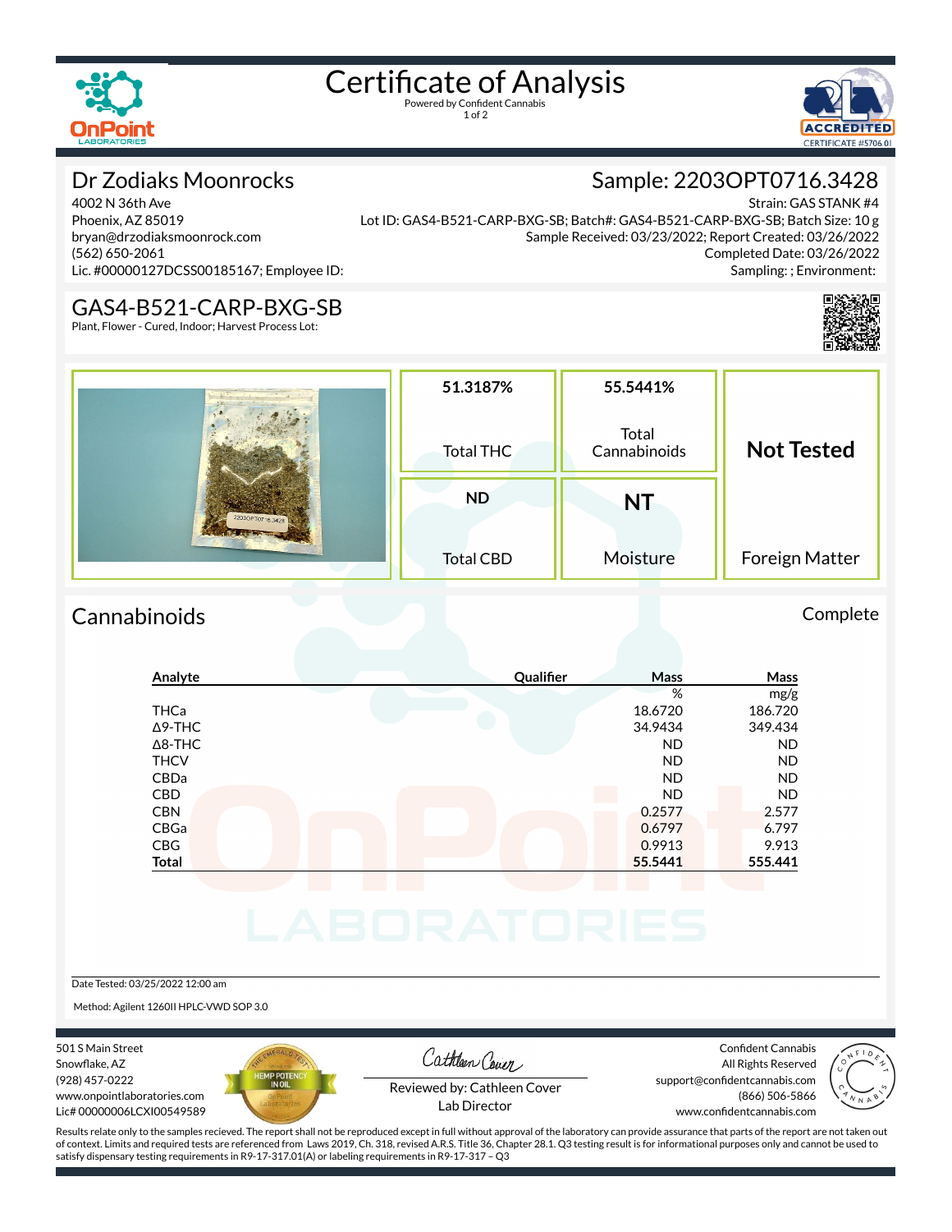# Certificate of Analysis

Powered by Confident Cannabis

## Dr Zodiaks Moonrocks

4002 N 36th Ave
Phoenix, AZ 85019
bryan@drzodiaksmoonrock.com
(562) 650-2061
Lic. #00000127DCSS00185167; Employee ID:

## Sample: 2203OPT0716.3428

Strain: GAS STANK #4
Lot ID: GAS4-B521-CARP-BXG-SB; Batch#: GAS4-B521-CARP-BXG-SB; Batch Size: 10 g
Sample Received: 03/23/2022; Report Created: 03/26/2022
Completed Date: 03/26/2022
Sampling: ; Environment:

## GAS4-B521-CARP-BXG-SB

Plant, Flower - Cured, Indoor; Harvest Process Lot:

| 51.3187% | 55.5441% | Not Tested |
|---|---|---|
| Total THC | Total Cannabinoids | Foreign Matter |
| ND | NT | |
| Total CBD | Moisture | |

## Cannabinoids

Complete

| Analyte | Qualifier | Mass % | Mass mg/g |
|---|---|---|---|
| THCa | | 18.6720 | 186.720 |
| Δ9-THC | | 34.9434 | 349.434 |
| Δ8-THC | | ND | ND |
| THCV | | ND | ND |
| CBDa | | ND | ND |
| CBD | | ND | ND |
| CBN | | 0.2577 | 2.577 |
| CBGa | | 0.6797 | 6.797 |
| CBG | | 0.9913 | 9.913 |
| **Total** | | **55.5441** | **555.441** |

Date Tested: 03/25/2022 12:00 am

Method: Agilent 1260II HPLC-VWD SOP 3.0

501 S Main Street
Snowflake, AZ
(928) 457-0222
www.onpointlaboratories.com
Lic# 00000006LCXI00549589

Reviewed by: Cathleen Cover
Lab Director

Confident Cannabis
All Rights Reserved
support@confidentcannabis.com
(866) 506-5866
www.confidentcannabis.com

Results relate only to the samples recieved. The report shall not be reproduced except in full without approval of the laboratory can provide assurance that parts of the report are not taken out of context. Limits and required tests are referenced from Laws 2019, Ch. 318, revised A.R.S. Title 36, Chapter 28.1. Q3 testing result is for informational purposes only and cannot be used to satisfy dispensary testing requirements in R9-17-317.01(A) or labeling requirements in R9-17-317 – Q3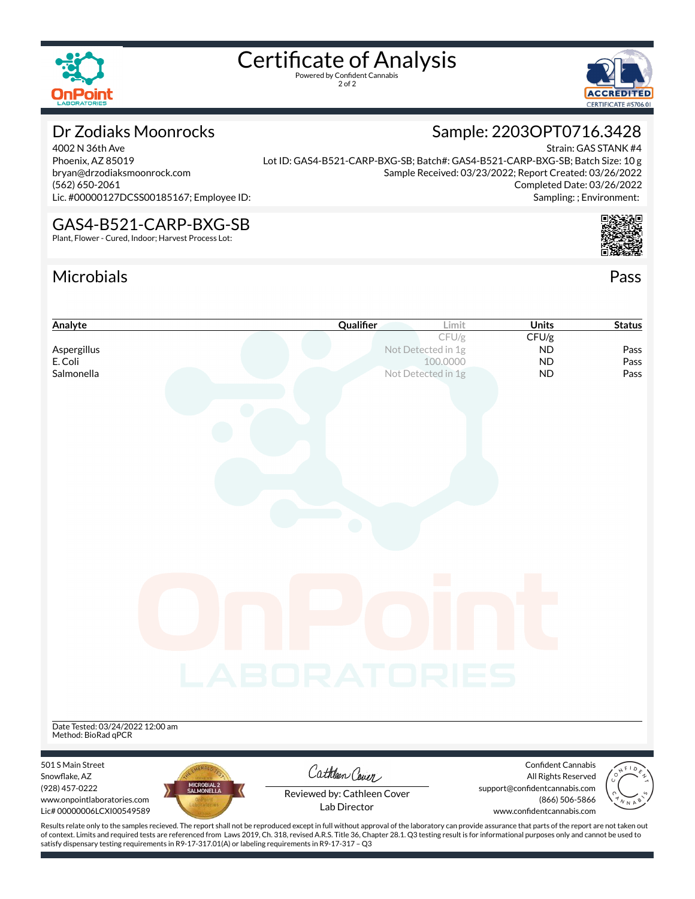# Certificate of Analysis

Powered by Confident Cannabis

## Dr Zodiaks Moonrocks

4002 N 36th Ave
Phoenix, AZ 85019
bryan@drzodiaksmoonrock.com
(562) 650-2061
Lic. #00000127DCSS00185167; Employee ID:

## Sample: 2203OPT0716.3428

Strain: GAS STANK #4
Lot ID: GAS4-B521-CARP-BXG-SB; Batch#: GAS4-B521-CARP-BXG-SB; Batch Size: 10 g
Sample Received: 03/23/2022; Report Created: 03/26/2022
Completed Date: 03/26/2022
Sampling: ; Environment:

## GAS4-B521-CARP-BXG-SB

Plant, Flower - Cured, Indoor; Harvest Process Lot:

## Microbials

Pass

| Analyte | Qualifier | Limit | Units | Status |
|---|---|---|---|---|
| | | CFU/g | CFU/g | |
| Aspergillus | | Not Detected in 1g | ND | Pass |
| E. Coli | | 100.0000 | ND | Pass |
| Salmonella | | Not Detected in 1g | ND | Pass |

Date Tested: 03/24/2022 12:00 am
Method: BioRad qPCR

501 S Main Street
Snowflake, AZ
(928) 457-0222
www.onpointlaboratories.com
Lic# 00000006LCXI00549589

Reviewed by: Cathleen Cover
Lab Director

Confident Cannabis
All Rights Reserved
support@confidentcannabis.com
(866) 506-5866
www.confidentcannabis.com

Results relate only to the samples recieved. The report shall not be reproduced except in full without approval of the laboratory can provide assurance that parts of the report are not taken out of context. Limits and required tests are referenced from Laws 2019, Ch. 318, revised A.R.S. Title 36, Chapter 28.1. Q3 testing result is for informational purposes only and cannot be used to satisfy dispensary testing requirements in R9-17-317.01(A) or labeling requirements in R9-17-317 – Q3